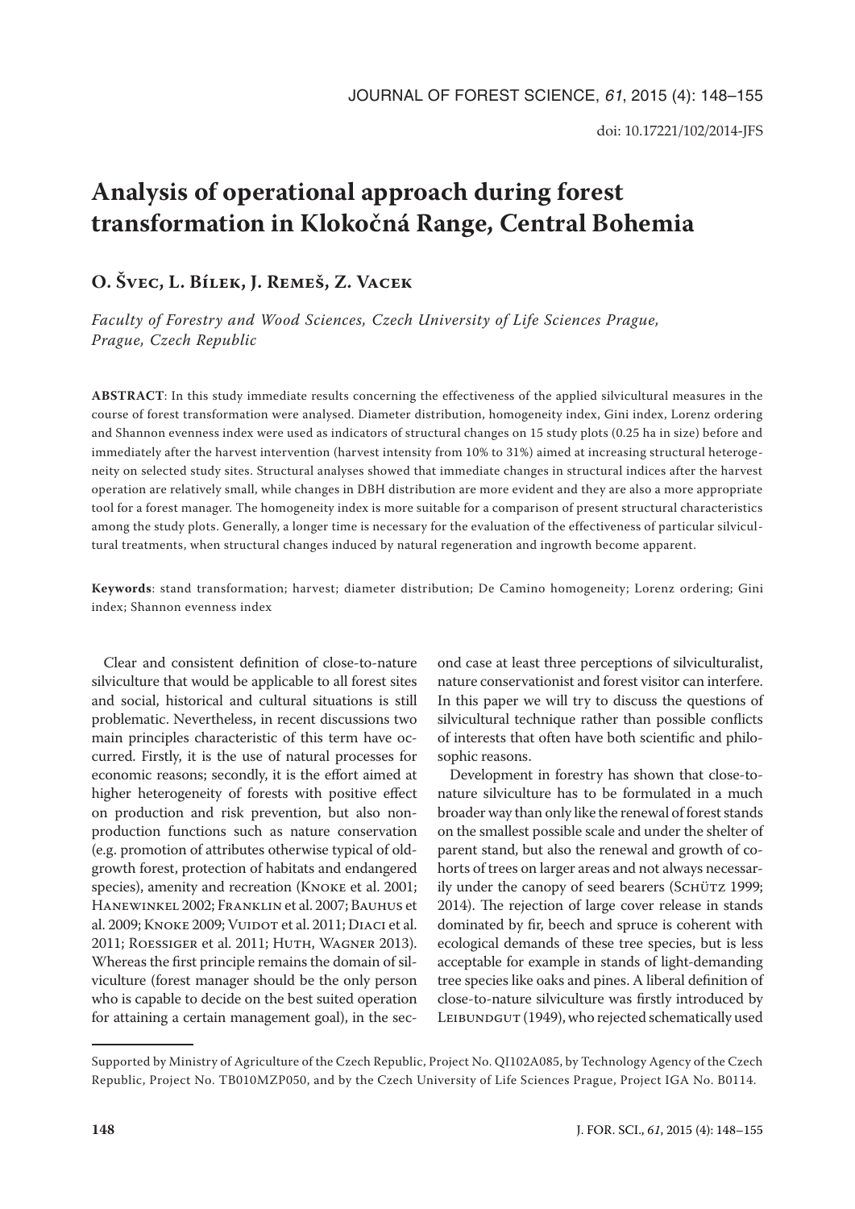doi: 10.17221/102/2014-JFS

# Analysis of operational approach during forest transformation in Klokočná Range, Central Bohemia

**O. Švec, L. Bílek, J. Remeš, Z. Vacek**

*Faculty of Forestry and Wood Sciences, Czech University of Life Sciences Prague, Prague, Czech Republic*

**ABSTRACT**: In this study immediate results concerning the effectiveness of the applied silvicultural measures in the course of forest transformation were analysed. Diameter distribution, homogeneity index, Gini index, Lorenz ordering and Shannon evenness index were used as indicators of structural changes on 15 study plots (0.25 ha in size) before and immediately after the harvest intervention (harvest intensity from 10% to 31%) aimed at increasing structural heterogeneity on selected study sites. Structural analyses showed that immediate changes in structural indices after the harvest operation are relatively small, while changes in DBH distribution are more evident and they are also a more appropriate tool for a forest manager. The homogeneity index is more suitable for a comparison of present structural characteristics among the study plots. Generally, a longer time is necessary for the evaluation of the effectiveness of particular silvicultural treatments, when structural changes induced by natural regeneration and ingrowth become apparent.

**Keywords**: stand transformation; harvest; diameter distribution; De Camino homogeneity; Lorenz ordering; Gini index; Shannon evenness index

Clear and consistent definition of close-to-nature silviculture that would be applicable to all forest sites and social, historical and cultural situations is still problematic. Nevertheless, in recent discussions two main principles characteristic of this term have occurred. Firstly, it is the use of natural processes for economic reasons; secondly, it is the effort aimed at higher heterogeneity of forests with positive effect on production and risk prevention, but also non-production functions such as nature conservation (e.g. promotion of attributes otherwise typical of old-growth forest, protection of habitats and endangered species), amenity and recreation (Knoke et al. 2001; Hanewinkel 2002; Franklin et al. 2007; Bauhus et al. 2009; Knoke 2009; Vuidot et al. 2011; Diaci et al. 2011; Roessiger et al. 2011; Huth, Wagner 2013). Whereas the first principle remains the domain of silviculture (forest manager should be the only person who is capable to decide on the best suited operation for attaining a certain management goal), in the second case at least three perceptions of silviculturalist, nature conservationist and forest visitor can interfere. In this paper we will try to discuss the questions of silvicultural technique rather than possible conflicts of interests that often have both scientific and philosophic reasons.

Development in forestry has shown that close-to-nature silviculture has to be formulated in a much broader way than only like the renewal of forest stands on the smallest possible scale and under the shelter of parent stand, but also the renewal and growth of cohorts of trees on larger areas and not always necessarily under the canopy of seed bearers (Schütz 1999; 2014). The rejection of large cover release in stands dominated by fir, beech and spruce is coherent with ecological demands of these tree species, but is less acceptable for example in stands of light-demanding tree species like oaks and pines. A liberal definition of close-to-nature silviculture was firstly introduced by Leibundgut (1949), who rejected schematically used

---

Supported by Ministry of Agriculture of the Czech Republic, Project No. QI102A085, by Technology Agency of the Czech Republic, Project No. TB010MZP050, and by the Czech University of Life Sciences Prague, Project IGA No. B0114.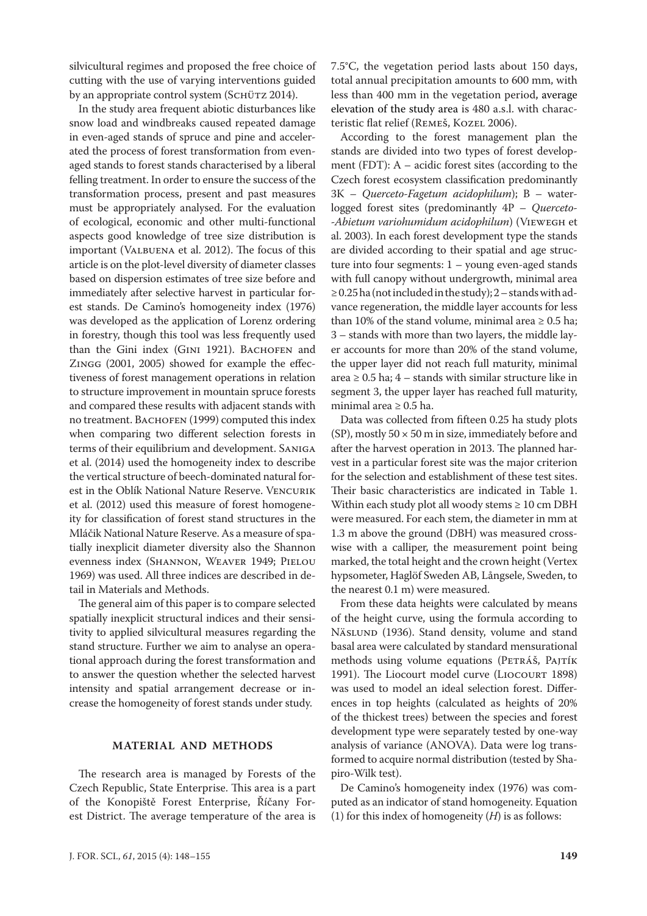silvicultural regimes and proposed the free choice of cutting with the use of varying interventions guided by an appropriate control system (Schütz 2014).

In the study area frequent abiotic disturbances like snow load and windbreaks caused repeated damage in even-aged stands of spruce and pine and accelerated the process of forest transformation from even-aged stands to forest stands characterised by a liberal felling treatment. In order to ensure the success of the transformation process, present and past measures must be appropriately analysed. For the evaluation of ecological, economic and other multi-functional aspects good knowledge of tree size distribution is important (Valbuena et al. 2012). The focus of this article is on the plot-level diversity of diameter classes based on dispersion estimates of tree size before and immediately after selective harvest in particular forest stands. De Camino's homogeneity index (1976) was developed as the application of Lorenz ordering in forestry, though this tool was less frequently used than the Gini index (Gini 1921). Bachofen and Zingg (2001, 2005) showed for example the effectiveness of forest management operations in relation to structure improvement in mountain spruce forests and compared these results with adjacent stands with no treatment. Bachofen (1999) computed this index when comparing two different selection forests in terms of their equilibrium and development. Saniga et al. (2014) used the homogeneity index to describe the vertical structure of beech-dominated natural forest in the Oblík National Nature Reserve. Vencurik et al. (2012) used this measure of forest homogeneity for classification of forest stand structures in the Mláčik National Nature Reserve. As a measure of spatially inexplicit diameter diversity also the Shannon evenness index (Shannon, Weaver 1949; Pielou 1969) was used. All three indices are described in detail in Materials and Methods.

The general aim of this paper is to compare selected spatially inexplicit structural indices and their sensitivity to applied silvicultural measures regarding the stand structure. Further we aim to analyse an operational approach during the forest transformation and to answer the question whether the selected harvest intensity and spatial arrangement decrease or increase the homogeneity of forest stands under study.

## MATERIAL AND METHODS

The research area is managed by Forests of the Czech Republic, State Enterprise. This area is a part of the Konopiště Forest Enterprise, Říčany Forest District. The average temperature of the area is 7.5°C, the vegetation period lasts about 150 days, total annual precipitation amounts to 600 mm, with less than 400 mm in the vegetation period, average elevation of the study area is 480 a.s.l. with characteristic flat relief (Remeš, Kozel 2006).

According to the forest management plan the stands are divided into two types of forest development (FDT): A – acidic forest sites (according to the Czech forest ecosystem classification predominantly 3K – *Querceto-Fagetum acidophilum*); B – waterlogged forest sites (predominantly 4P – *Querceto-Abietum variohumidum acidophilum*) (Viewegh et al. 2003). In each forest development type the stands are divided according to their spatial and age structure into four segments: 1 – young even-aged stands with full canopy without undergrowth, minimal area ≥ 0.25 ha (not included in the study); 2 – stands with advance regeneration, the middle layer accounts for less than 10% of the stand volume, minimal area ≥ 0.5 ha; 3 – stands with more than two layers, the middle layer accounts for more than 20% of the stand volume, the upper layer did not reach full maturity, minimal area ≥ 0.5 ha; 4 – stands with similar structure like in segment 3, the upper layer has reached full maturity, minimal area ≥ 0.5 ha.

Data was collected from fifteen 0.25 ha study plots (SP), mostly 50 × 50 m in size, immediately before and after the harvest operation in 2013. The planned harvest in a particular forest site was the major criterion for the selection and establishment of these test sites. Their basic characteristics are indicated in Table 1. Within each study plot all woody stems ≥ 10 cm DBH were measured. For each stem, the diameter in mm at 1.3 m above the ground (DBH) was measured crosswise with a calliper, the measurement point being marked, the total height and the crown height (Vertex hypsometer, Haglöf Sweden AB, Långsele, Sweden, to the nearest 0.1 m) were measured.

From these data heights were calculated by means of the height curve, using the formula according to Näslund (1936). Stand density, volume and stand basal area were calculated by standard mensurational methods using volume equations (Petráš, Pajtík 1991). The Liocourt model curve (Liocourt 1898) was used to model an ideal selection forest. Differences in top heights (calculated as heights of 20% of the thickest trees) between the species and forest development type were separately tested by one-way analysis of variance (ANOVA). Data were log transformed to acquire normal distribution (tested by Shapiro-Wilk test).

De Camino's homogeneity index (1976) was computed as an indicator of stand homogeneity. Equation (1) for this index of homogeneity ($H$) is as follows: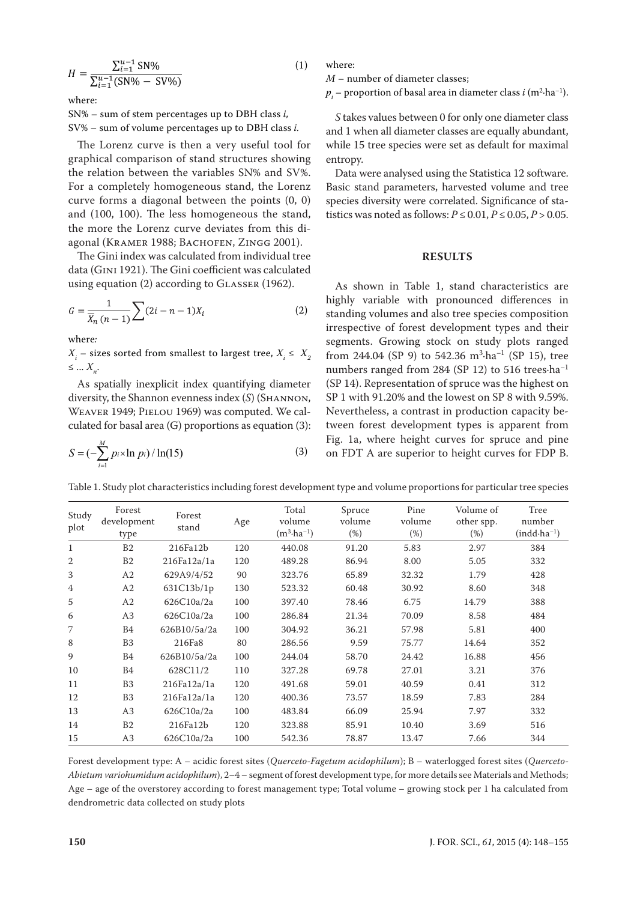$$H = \frac{\sum_{i=1}^{u-1} \text{SN\%}}{\sum_{i=1}^{u-1} (\text{SN\%} - \text{SV\%})} \tag{1}$$

where:

SN% – sum of stem percentages up to DBH class *i*,
SV% – sum of volume percentages up to DBH class *i*.

The Lorenz curve is then a very useful tool for graphical comparison of stand structures showing the relation between the variables SN% and SV%. For a completely homogeneous stand, the Lorenz curve forms a diagonal between the points (0, 0) and (100, 100). The less homogeneous the stand, the more the Lorenz curve deviates from this diagonal (Kramer 1988; Bachofen, Zingg 2001).

The Gini index was calculated from individual tree data (Gini 1921). The Gini coefficient was calculated using equation (2) according to Glasser (1962).

$$G = \frac{1}{\overline{X}_n (n-1)} \sum (2i - n - 1) X_i \tag{2}$$

where*:*

$X_i$ – sizes sorted from smallest to largest tree, $X_i \leq X_2 \leq \ldots X_n$.

As spatially inexplicit index quantifying diameter diversity, the Shannon evenness index (*S*) (Shannon, Weaver 1949; Pielou 1969) was computed. We calculated for basal area (G) proportions as equation (3):

$$S = (-\sum_{i=1}^{M} p_i \times \ln p_i) / \ln(15) \tag{3}$$

where:

*M* – number of diameter classes;
$p_i$ – proportion of basal area in diameter class *i* ($\text{m}^2 \cdot \text{ha}^{-1}$).

*S* takes values between 0 for only one diameter class and 1 when all diameter classes are equally abundant, while 15 tree species were set as default for maximal entropy.

Data were analysed using the Statistica 12 software. Basic stand parameters, harvested volume and tree species diversity were correlated. Significance of statistics was noted as follows: $P \leq 0.01$, $P \leq 0.05$, $P > 0.05$.

## RESULTS

As shown in Table 1, stand characteristics are highly variable with pronounced differences in standing volumes and also tree species composition irrespective of forest development types and their segments. Growing stock on study plots ranged from 244.04 (SP 9) to 542.36 $\text{m}^3 \cdot \text{ha}^{-1}$ (SP 15), tree numbers ranged from 284 (SP 12) to 516 $\text{trees} \cdot \text{ha}^{-1}$ (SP 14). Representation of spruce was the highest on SP 1 with 91.20% and the lowest on SP 8 with 9.59%. Nevertheless, a contrast in production capacity between forest development types is apparent from Fig. 1a, where height curves for spruce and pine on FDT A are superior to height curves for FDP B.

Table 1. Study plot characteristics including forest development type and volume proportions for particular tree species

| Study plot | Forest development type | Forest stand | Age | Total volume ($\text{m}^3 \cdot \text{ha}^{-1}$) | Spruce volume (%) | Pine volume (%) | Volume of other spp. (%) | Tree number ($\text{indd} \cdot \text{ha}^{-1}$) |
|---|---|---|---|---|---|---|---|---|
| 1 | B2 | 216Fa12b | 120 | 440.08 | 91.20 | 5.83 | 2.97 | 384 |
| 2 | B2 | 216Fa12a/1a | 120 | 489.28 | 86.94 | 8.00 | 5.05 | 332 |
| 3 | A2 | 629A9/4/52 | 90 | 323.76 | 65.89 | 32.32 | 1.79 | 428 |
| 4 | A2 | 631C13b/1p | 130 | 523.32 | 60.48 | 30.92 | 8.60 | 348 |
| 5 | A2 | 626C10a/2a | 100 | 397.40 | 78.46 | 6.75 | 14.79 | 388 |
| 6 | A3 | 626C10a/2a | 100 | 286.84 | 21.34 | 70.09 | 8.58 | 484 |
| 7 | B4 | 626B10/5a/2a | 100 | 304.92 | 36.21 | 57.98 | 5.81 | 400 |
| 8 | B3 | 216Fa8 | 80 | 286.56 | 9.59 | 75.77 | 14.64 | 352 |
| 9 | B4 | 626B10/5a/2a | 100 | 244.04 | 58.70 | 24.42 | 16.88 | 456 |
| 10 | B4 | 628C11/2 | 110 | 327.28 | 69.78 | 27.01 | 3.21 | 376 |
| 11 | B3 | 216Fa12a/1a | 120 | 491.68 | 59.01 | 40.59 | 0.41 | 312 |
| 12 | B3 | 216Fa12a/1a | 120 | 400.36 | 73.57 | 18.59 | 7.83 | 284 |
| 13 | A3 | 626C10a/2a | 100 | 483.84 | 66.09 | 25.94 | 7.97 | 332 |
| 14 | B2 | 216Fa12b | 120 | 323.88 | 85.91 | 10.40 | 3.69 | 516 |
| 15 | A3 | 626C10a/2a | 100 | 542.36 | 78.87 | 13.47 | 7.66 | 344 |

Forest development type: A – acidic forest sites (*Querceto-Fagetum acidophilum*); B – waterlogged forest sites (*Querceto-Abietum variohumidum acidophilum*), 2–4 – segment of forest development type, for more details see Materials and Methods; Age – age of the overstorey according to forest management type; Total volume – growing stock per 1 ha calculated from dendrometric data collected on study plots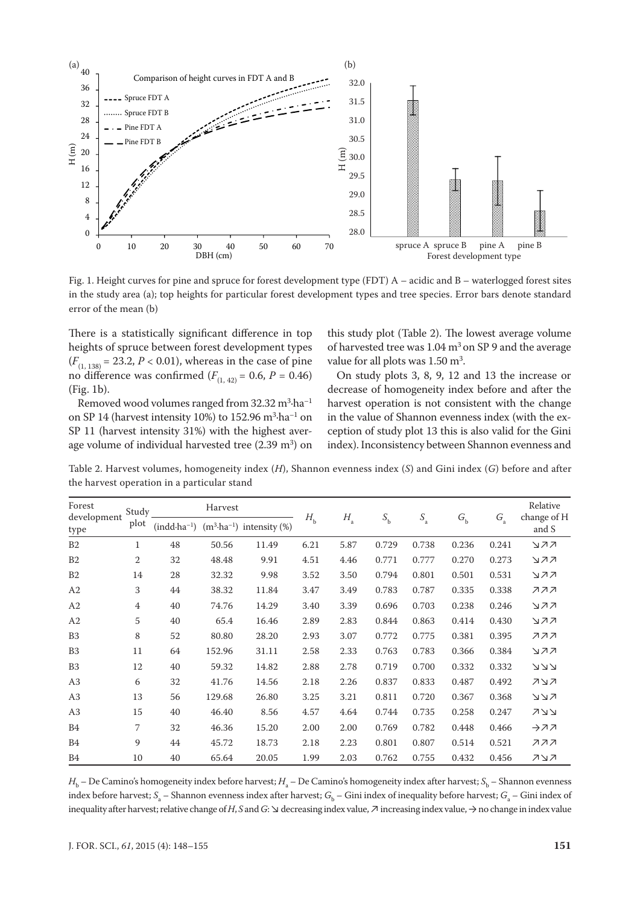Fig. 1. Height curves for pine and spruce for forest development type (FDT) A – acidic and B – waterlogged forest sites in the study area (a); top heights for particular forest development types and tree species. Error bars denote standard error of the mean (b)

There is a statistically significant difference in top heights of spruce between forest development types ($F_{(1, 138)} = 23.2$, $P < 0.01$), whereas in the case of pine no difference was confirmed ($F_{(1, 42)} = 0.6$, $P = 0.46$) (Fig. 1b).

Removed wood volumes ranged from 32.32 $m^3 \cdot ha^{-1}$ on SP 14 (harvest intensity 10%) to 152.96 $m^3 \cdot ha^{-1}$ on SP 11 (harvest intensity 31%) with the highest average volume of individual harvested tree (2.39 $m^3$) on this study plot (Table 2). The lowest average volume of harvested tree was 1.04 $m^3$ on SP 9 and the average value for all plots was 1.50 $m^3$.

On study plots 3, 8, 9, 12 and 13 the increase or decrease of homogeneity index before and after the harvest operation is not consistent with the change in the value of Shannon evenness index (with the exception of study plot 13 this is also valid for the Gini index). Inconsistency between Shannon evenness and

Table 2. Harvest volumes, homogeneity index ($H$), Shannon evenness index ($S$) and Gini index ($G$) before and after the harvest operation in a particular stand

| Forest development type | Study plot | Harvest | | | $H_b$ | $H_a$ | $S_b$ | $S_a$ | $G_b$ | $G_a$ | Relative change of H and S |
|---|---|---|---|---|---|---|---|---|---|---|---|
| | | (indd·$ha^{-1}$) | ($m^3 \cdot ha^{-1}$) | intensity (%) | | | | | | | |
| B2 | 1 | 48 | 50.56 | 11.49 | 6.21 | 5.87 | 0.729 | 0.738 | 0.236 | 0.241 | ↘↗↗ |
| B2 | 2 | 32 | 48.48 | 9.91 | 4.51 | 4.46 | 0.771 | 0.777 | 0.270 | 0.273 | ↘↗↗ |
| B2 | 14 | 28 | 32.32 | 9.98 | 3.52 | 3.50 | 0.794 | 0.801 | 0.501 | 0.531 | ↘↗↗ |
| A2 | 3 | 44 | 38.32 | 11.84 | 3.47 | 3.49 | 0.783 | 0.787 | 0.335 | 0.338 | ↗↗↗ |
| A2 | 4 | 40 | 74.76 | 14.29 | 3.40 | 3.39 | 0.696 | 0.703 | 0.238 | 0.246 | ↘↗↗ |
| A2 | 5 | 40 | 65.4 | 16.46 | 2.89 | 2.83 | 0.844 | 0.863 | 0.414 | 0.430 | ↘↗↗ |
| B3 | 8 | 52 | 80.80 | 28.20 | 2.93 | 3.07 | 0.772 | 0.775 | 0.381 | 0.395 | ↗↗↗ |
| B3 | 11 | 64 | 152.96 | 31.11 | 2.58 | 2.33 | 0.763 | 0.783 | 0.366 | 0.384 | ↘↗↗ |
| B3 | 12 | 40 | 59.32 | 14.82 | 2.88 | 2.78 | 0.719 | 0.700 | 0.332 | 0.332 | ↘↘↘ |
| A3 | 6 | 32 | 41.76 | 14.56 | 2.18 | 2.26 | 0.837 | 0.833 | 0.487 | 0.492 | ↗↘↗ |
| A3 | 13 | 56 | 129.68 | 26.80 | 3.25 | 3.21 | 0.811 | 0.720 | 0.367 | 0.368 | ↘↘↗ |
| A3 | 15 | 40 | 46.40 | 8.56 | 4.57 | 4.64 | 0.744 | 0.735 | 0.258 | 0.247 | ↗↘↘ |
| B4 | 7 | 32 | 46.36 | 15.20 | 2.00 | 2.00 | 0.769 | 0.782 | 0.448 | 0.466 | →↗↗ |
| B4 | 9 | 44 | 45.72 | 18.73 | 2.18 | 2.23 | 0.801 | 0.807 | 0.514 | 0.521 | ↗↗↗ |
| B4 | 10 | 40 | 65.64 | 20.05 | 1.99 | 2.03 | 0.762 | 0.755 | 0.432 | 0.456 | ↗↘↗ |

$H_b$ – De Camino's homogeneity index before harvest; $H_a$ – De Camino's homogeneity index after harvest; $S_b$ – Shannon evenness index before harvest; $S_a$ – Shannon evenness index after harvest; $G_b$ – Gini index of inequality before harvest; $G_a$ – Gini index of inequality after harvest; relative change of $H$, $S$ and $G$: ↘ decreasing index value, ↗ increasing index value, → no change in index value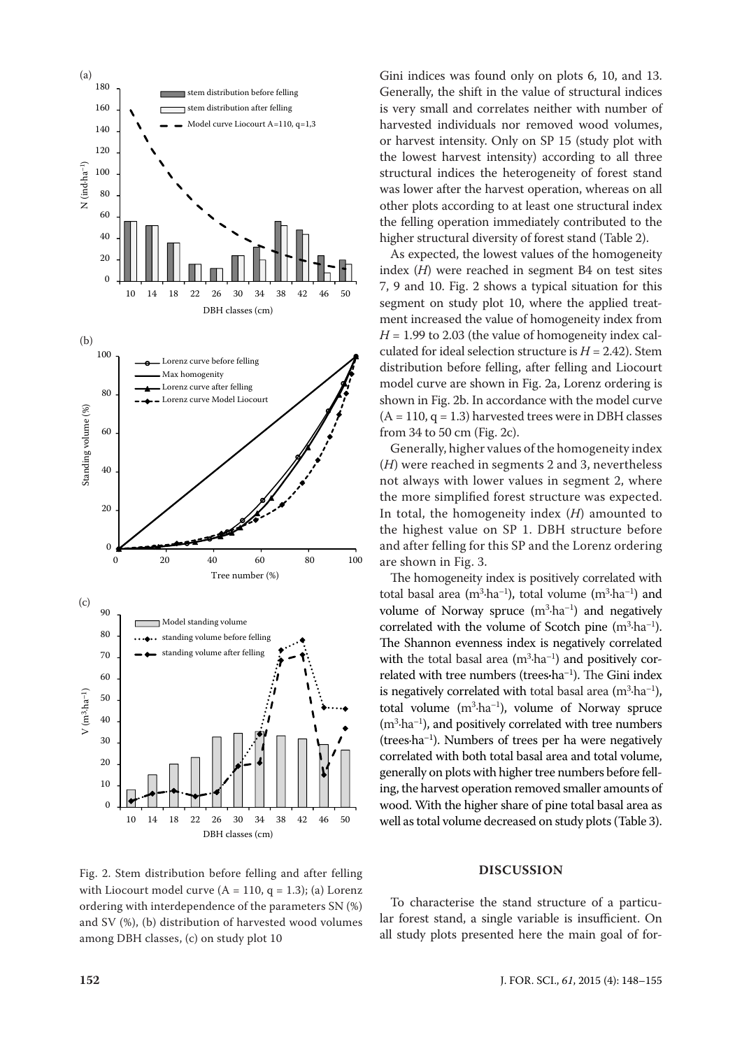Gini indices was found only on plots 6, 10, and 13. Generally, the shift in the value of structural indices is very small and correlates neither with number of harvested individuals nor removed wood volumes, or harvest intensity. Only on SP 15 (study plot with the lowest harvest intensity) according to all three structural indices the heterogeneity of forest stand was lower after the harvest operation, whereas on all other plots according to at least one structural index the felling operation immediately contributed to the higher structural diversity of forest stand (Table 2).

As expected, the lowest values of the homogeneity index ($H$) were reached in segment B4 on test sites 7, 9 and 10. Fig. 2 shows a typical situation for this segment on study plot 10, where the applied treatment increased the value of homogeneity index from $H = 1.99$ to 2.03 (the value of homogeneity index calculated for ideal selection structure is $H = 2.42$). Stem distribution before felling, after felling and Liocourt model curve are shown in Fig. 2a, Lorenz ordering is shown in Fig. 2b. In accordance with the model curve ($A = 110$, $q = 1.3$) harvested trees were in DBH classes from 34 to 50 cm (Fig. 2c).

Generally, higher values of the homogeneity index ($H$) were reached in segments 2 and 3, nevertheless not always with lower values in segment 2, where the more simplified forest structure was expected. In total, the homogeneity index ($H$) amounted to the highest value on SP 1. DBH structure before and after felling for this SP and the Lorenz ordering are shown in Fig. 3.

The homogeneity index is positively correlated with total basal area ($m^3 \cdot ha^{-1}$), total volume ($m^3 \cdot ha^{-1}$) and volume of Norway spruce ($m^3 \cdot ha^{-1}$) and negatively correlated with the volume of Scotch pine ($m^3 \cdot ha^{-1}$). The Shannon evenness index is negatively correlated with the total basal area ($m^3 \cdot ha^{-1}$) and positively correlated with tree numbers ($trees \cdot ha^{-1}$). The Gini index is negatively correlated with total basal area ($m^3 \cdot ha^{-1}$), total volume ($m^3 \cdot ha^{-1}$), volume of Norway spruce ($m^3 \cdot ha^{-1}$), and positively correlated with tree numbers ($trees \cdot ha^{-1}$). Numbers of trees per ha were negatively correlated with both total basal area and total volume, generally on plots with higher tree numbers before felling, the harvest operation removed smaller amounts of wood. With the higher share of pine total basal area as well as total volume decreased on study plots (Table 3).

Fig. 2. Stem distribution before felling and after felling with Liocourt model curve ($A = 110$, $q = 1.3$); (a) Lorenz ordering with interdependence of the parameters SN (%) and SV (%), (b) distribution of harvested wood volumes among DBH classes, (c) on study plot 10

## DISCUSSION

To characterise the stand structure of a particular forest stand, a single variable is insufficient. On all study plots presented here the main goal of for-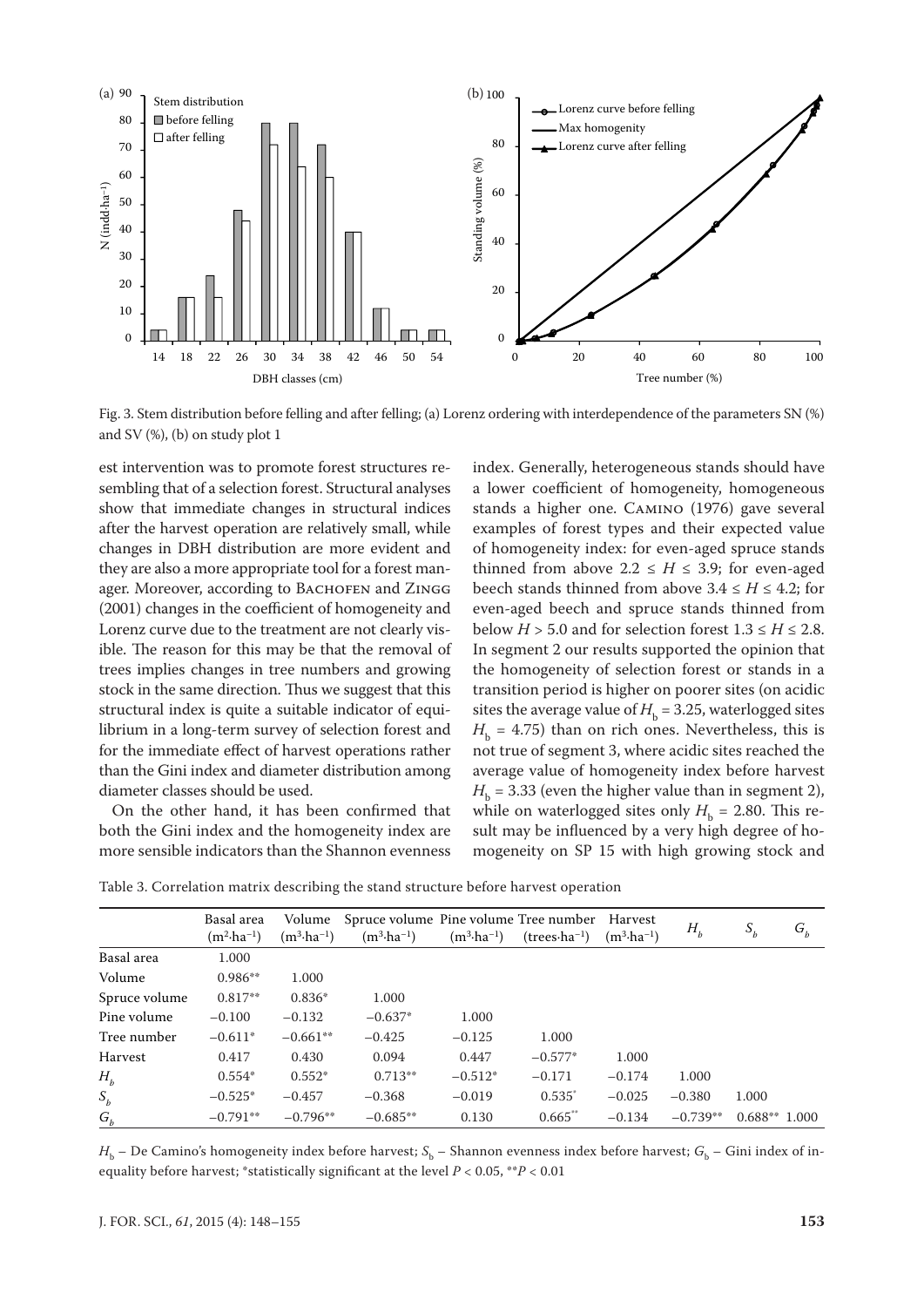Fig. 3. Stem distribution before felling and after felling; (a) Lorenz ordering with interdependence of the parameters SN (%) and SV (%), (b) on study plot 1

est intervention was to promote forest structures resembling that of a selection forest. Structural analyses show that immediate changes in structural indices after the harvest operation are relatively small, while changes in DBH distribution are more evident and they are also a more appropriate tool for a forest manager. Moreover, according to Bachofen and Zingg (2001) changes in the coefficient of homogeneity and Lorenz curve due to the treatment are not clearly visible. The reason for this may be that the removal of trees implies changes in tree numbers and growing stock in the same direction. Thus we suggest that this structural index is quite a suitable indicator of equilibrium in a long-term survey of selection forest and for the immediate effect of harvest operations rather than the Gini index and diameter distribution among diameter classes should be used.

On the other hand, it has been confirmed that both the Gini index and the homogeneity index are more sensible indicators than the Shannon evenness index. Generally, heterogeneous stands should have a lower coefficient of homogeneity, homogeneous stands a higher one. Camino (1976) gave several examples of forest types and their expected value of homogeneity index: for even-aged spruce stands thinned from above $2.2 \leq H \leq 3.9$; for even-aged beech stands thinned from above $3.4 \leq H \leq 4.2$; for even-aged beech and spruce stands thinned from below $H > 5.0$ and for selection forest $1.3 \leq H \leq 2.8$. In segment 2 our results supported the opinion that the homogeneity of selection forest or stands in a transition period is higher on poorer sites (on acidic sites the average value of $H_b = 3.25$, waterlogged sites $H_b = 4.75$) than on rich ones. Nevertheless, this is not true of segment 3, where acidic sites reached the average value of homogeneity index before harvest $H_b = 3.33$ (even the higher value than in segment 2), while on waterlogged sites only $H_b = 2.80$. This result may be influenced by a very high degree of homogeneity on SP 15 with high growing stock and

Table 3. Correlation matrix describing the stand structure before harvest operation

| | Basal area ($m^2 \cdot ha^{-1}$) | Volume ($m^3 \cdot ha^{-1}$) | Spruce volume ($m^3 \cdot ha^{-1}$) | Pine volume ($m^3 \cdot ha^{-1}$) | Tree number (trees$\cdot ha^{-1}$) | Harvest ($m^3 \cdot ha^{-1}$) | $H_b$ | $S_b$ | $G_b$ |
|---|---|---|---|---|---|---|---|---|---|
| Basal area | 1.000 | | | | | | | | |
| Volume | 0.986** | 1.000 | | | | | | | |
| Spruce volume | 0.817** | 0.836* | 1.000 | | | | | | |
| Pine volume | −0.100 | −0.132 | −0.637* | 1.000 | | | | | |
| Tree number | −0.611* | −0.661** | −0.425 | −0.125 | 1.000 | | | | |
| Harvest | 0.417 | 0.430 | 0.094 | 0.447 | −0.577* | 1.000 | | | |
| $H_b$ | 0.554* | 0.552* | 0.713** | −0.512* | −0.171 | −0.174 | 1.000 | | |
| $S_b$ | −0.525* | −0.457 | −0.368 | −0.019 | 0.535* | −0.025 | −0.380 | 1.000 | |
| $G_b$ | −0.791** | −0.796** | −0.685** | 0.130 | 0.665** | −0.134 | −0.739** | 0.688** | 1.000 |

$H_b$ – De Camino's homogeneity index before harvest; $S_b$ – Shannon evenness index before harvest; $G_b$ – Gini index of inequality before harvest; *statistically significant at the level $P < 0.05$, **$P < 0.01$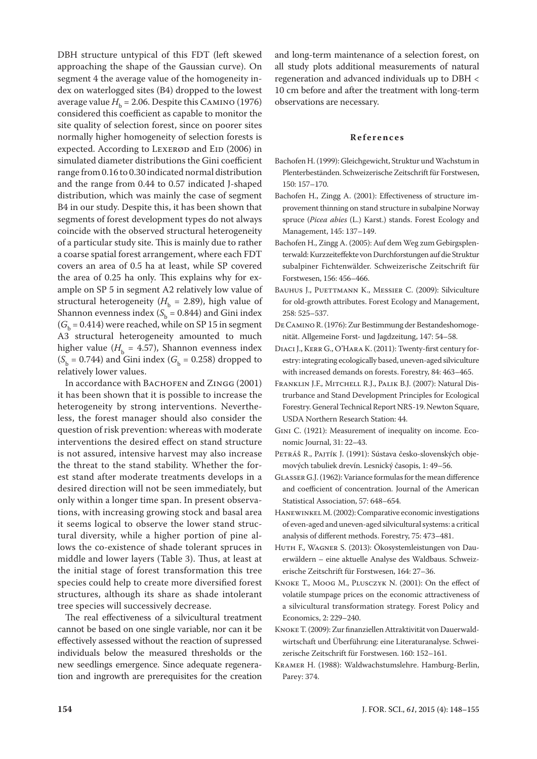DBH structure untypical of this FDT (left skewed approaching the shape of the Gaussian curve). On segment 4 the average value of the homogeneity index on waterlogged sites (B4) dropped to the lowest average value $H_b$ = 2.06. Despite this Camino (1976) considered this coefficient as capable to monitor the site quality of selection forest, since on poorer sites normally higher homogeneity of selection forests is expected. According to Lexerød and Eid (2006) in simulated diameter distributions the Gini coefficient range from 0.16 to 0.30 indicated normal distribution and the range from 0.44 to 0.57 indicated J-shaped distribution, which was mainly the case of segment B4 in our study. Despite this, it has been shown that segments of forest development types do not always coincide with the observed structural heterogeneity of a particular study site. This is mainly due to rather a coarse spatial forest arrangement, where each FDT covers an area of 0.5 ha at least, while SP covered the area of 0.25 ha only. This explains why for example on SP 5 in segment A2 relatively low value of structural heterogeneity ($H_b$ = 2.89), high value of Shannon evenness index ($S_b$ = 0.844) and Gini index ($G_b$ = 0.414) were reached, while on SP 15 in segment A3 structural heterogeneity amounted to much higher value ($H_b$ = 4.57), Shannon evenness index ($S_b$ = 0.744) and Gini index ($G_b$ = 0.258) dropped to relatively lower values.

In accordance with Bachofen and Zingg (2001) it has been shown that it is possible to increase the heterogeneity by strong interventions. Nevertheless, the forest manager should also consider the question of risk prevention: whereas with moderate interventions the desired effect on stand structure is not assured, intensive harvest may also increase the threat to the stand stability. Whether the forest stand after moderate treatments develops in a desired direction will not be seen immediately, but only within a longer time span. In present observations, with increasing growing stock and basal area it seems logical to observe the lower stand structural diversity, while a higher portion of pine allows the co-existence of shade tolerant spruces in middle and lower layers (Table 3). Thus, at least at the initial stage of forest transformation this tree species could help to create more diversified forest structures, although its share as shade intolerant tree species will successively decrease.

The real effectiveness of a silvicultural treatment cannot be based on one single variable, nor can it be effectively assessed without the reaction of supressed individuals below the measured thresholds or the new seedlings emergence. Since adequate regeneration and ingrowth are prerequisites for the creation and long-term maintenance of a selection forest, on all study plots additional measurements of natural regeneration and advanced individuals up to DBH < 10 cm before and after the treatment with long-term observations are necessary.

## References

Bachofen H. (1999): Gleichgewicht, Struktur und Wachstum in Plenterbeständen. Schweizerische Zeitschrift für Forstwesen, 150: 157–170.

Bachofen H., Zingg A. (2001): Effectiveness of structure improvement thinning on stand structure in subalpine Norway spruce (*Picea abies* (L.) Karst.) stands. Forest Ecology and Management, 145: 137–149.

Bachofen H., Zingg A. (2005): Auf dem Weg zum Gebirgsplenterwald: Kurzzeiteffekte von Durchforstungen auf die Struktur subalpiner Fichtenwälder. Schweizerische Zeitschrift für Forstwesen, 156: 456–466.

Bauhus J., Puettmann K., Messier C. (2009): Silviculture for old-growth attributes. Forest Ecology and Management, 258: 525–537.

De Camino R. (1976): Zur Bestimmung der Bestandeshomogenität. Allgemeine Forst- und Jagdzeitung, 147: 54–58.

Diaci J., Kerr G., O'Hara K. (2011): Twenty-first century forestry: integrating ecologically based, uneven-aged silviculture with increased demands on forests. Forestry, 84: 463–465.

Franklin J.F., Mitchell R.J., Palik B.J. (2007): Natural Disturbance and Stand Development Principles for Ecological Forestry. General Technical Report NRS-19. Newton Square, USDA Northern Research Station: 44.

Gini C. (1921): Measurement of inequality on income. Economic Journal, 31: 22–43.

Petráš R., Pajtík J. (1991): Sústava česko-slovenských objemových tabuliek drevín. Lesnický časopis, 1: 49–56.

Glasser G.J. (1962): Variance formulas for the mean difference and coefficient of concentration. Journal of the American Statistical Association, 57: 648–654.

Hanewinkel M. (2002): Comparative economic investigations of even-aged and uneven-aged silvicultural systems: a critical analysis of different methods. Forestry, 75: 473–481.

Huth F., Wagner S. (2013): Ökosystemleistungen von Dauerwäldern – eine aktuelle Analyse des Waldbaus. Schweizerische Zeitschrift für Forstwesen, 164: 27–36.

Knoke T., Moog M., Plusczyk N. (2001): On the effect of volatile stumpage prices on the economic attractiveness of a silvicultural transformation strategy. Forest Policy and Economics, 2: 229–240.

Knoke T. (2009): Zur finanziellen Attraktivität von Dauerwaldwirtschaft und Überführung: eine Literaturanalyse. Schweizerische Zeitschrift für Forstwesen. 160: 152–161.

Kramer H. (1988): Waldwachstumslehre. Hamburg-Berlin, Parey: 374.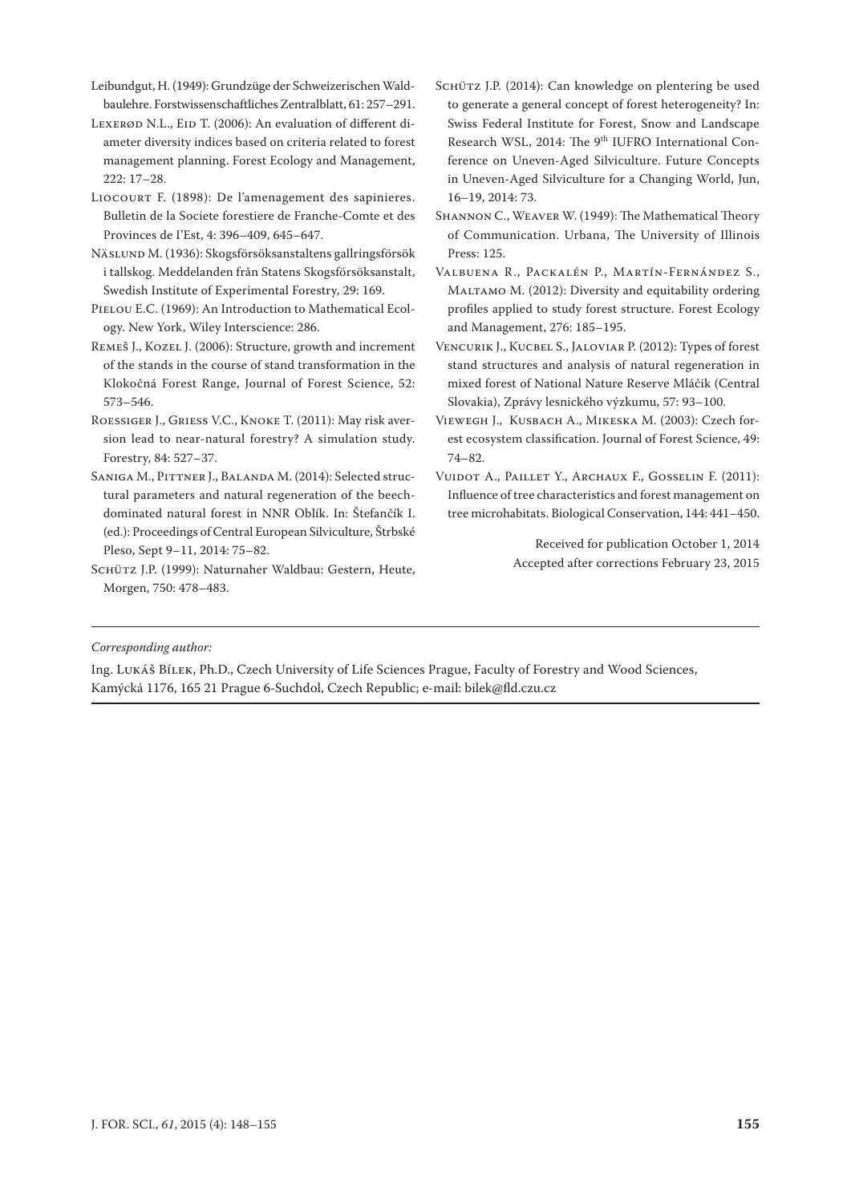Leibundgut, H. (1949): Grundzüge der Schweizerischen Waldbaulehre. Forstwissenschaftliches Zentralblatt, 61: 257–291.

Lexerød N.L., Eid T. (2006): An evaluation of different diameter diversity indices based on criteria related to forest management planning. Forest Ecology and Management, 222: 17–28.

Liocourt F. (1898): De l'amenagement des sapinieres. Bulletin de la Societe forestiere de Franche-Comte et des Provinces de I'Est, 4: 396–409, 645–647.

Näslund M. (1936): Skogsförsöksanstaltens gallringsförsök i tallskog. Meddelanden från Statens Skogsförsöksanstalt, Swedish Institute of Experimental Forestry, 29: 169.

Pielou E.C. (1969): An Introduction to Mathematical Ecology. New York, Wiley Interscience: 286.

Remeš J., Kozel J. (2006): Structure, growth and increment of the stands in the course of stand transformation in the Klokočná Forest Range, Journal of Forest Science, 52: 573–546.

Roessiger J., Griess V.C., Knoke T. (2011): May risk aversion lead to near-natural forestry? A simulation study. Forestry, 84: 527–37.

Saniga M., Pittner J., Balanda M. (2014): Selected structural parameters and natural regeneration of the beech-dominated natural forest in NNR Oblík. In: Štefančík I. (ed.): Proceedings of Central European Silviculture, Štrbské Pleso, Sept 9–11, 2014: 75–82.

Schütz J.P. (1999): Naturnaher Waldbau: Gestern, Heute, Morgen, 750: 478–483.

Schütz J.P. (2014): Can knowledge on plentering be used to generate a general concept of forest heterogeneity? In: Swiss Federal Institute for Forest, Snow and Landscape Research WSL, 2014: The 9th IUFRO International Conference on Uneven-Aged Silviculture. Future Concepts in Uneven-Aged Silviculture for a Changing World, Jun, 16–19, 2014: 73.

Shannon C., Weaver W. (1949): The Mathematical Theory of Communication. Urbana, The University of Illinois Press: 125.

Valbuena R., Packalén P., Martín-Fernández S., Maltamo M. (2012): Diversity and equitability ordering profiles applied to study forest structure. Forest Ecology and Management, 276: 185–195.

Vencurik J., Kucbel S., Jaloviar P. (2012): Types of forest stand structures and analysis of natural regeneration in mixed forest of National Nature Reserve Mláčik (Central Slovakia), Zprávy lesnického výzkumu, 57: 93–100.

Viewegh J., Kusbach A., Mikeska M. (2003): Czech forest ecosystem classification. Journal of Forest Science, 49: 74–82.

Vuidot A., Paillet Y., Archaux F., Gosselin F. (2011): Influence of tree characteristics and forest management on tree microhabitats. Biological Conservation, 144: 441–450.

Received for publication October 1, 2014
Accepted after corrections February 23, 2015

*Corresponding author:*

Ing. Lukáš Bílek, Ph.D., Czech University of Life Sciences Prague, Faculty of Forestry and Wood Sciences, Kamýcká 1176, 165 21 Prague 6-Suchdol, Czech Republic; e-mail: bilek@fld.czu.cz